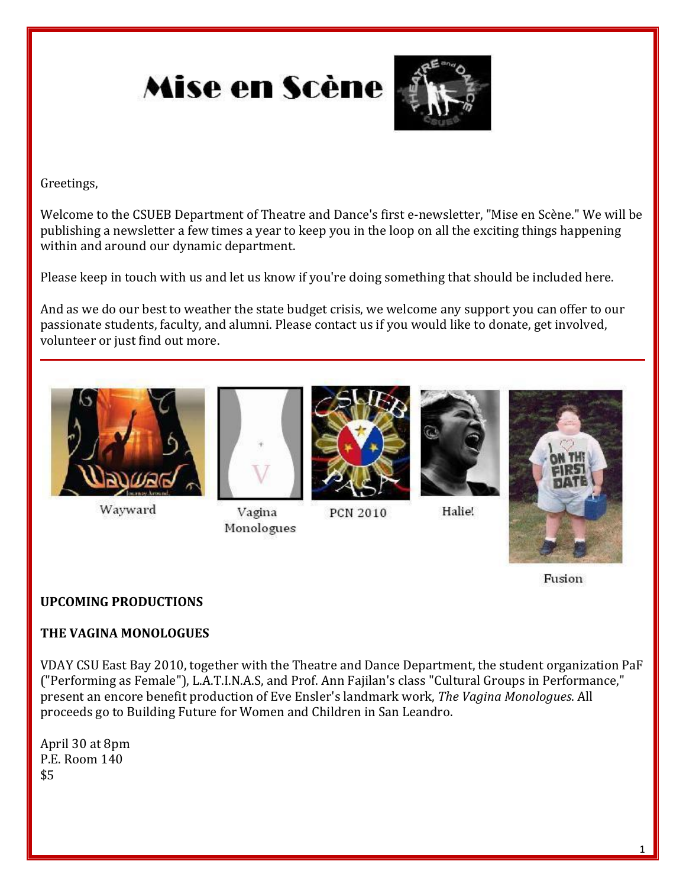# Mise en Scène

Greetings,

Welcome to the CSUEB Department of Theatre and Dance's first e-newsletter, "Mise en Scène." We will be publishing a newsletter a few times a year to keep you in the loop on all the exciting things happening within and around our dynamic department.

Please keep in touch with us and let us know if you're doing something that should be included here.

And as we do our best to weather the state budget crisis, we welcome any support you can offer to our passionate students, faculty, and alumni. Please contact us if you would like to donate, get involved, volunteer or just find out more.

---

Wayward

Vagina Monologues

PCN 2010

Halie!

Fusion

**UPCOMING PRODUCTIONS**

**THE VAGINA MONOLOGUES**

VDAY CSU East Bay 2010, together with the Theatre and Dance Department, the student organization PaF ("Performing as Female"), L.A.T.I.N.A.S, and Prof. Ann Fajilan's class "Cultural Groups in Performance," present an encore benefit production of Eve Ensler's landmark work, *The Vagina Monologues*. All proceeds go to Building Future for Women and Children in San Leandro.

April 30 at 8pm  
P.E. Room 140  
$5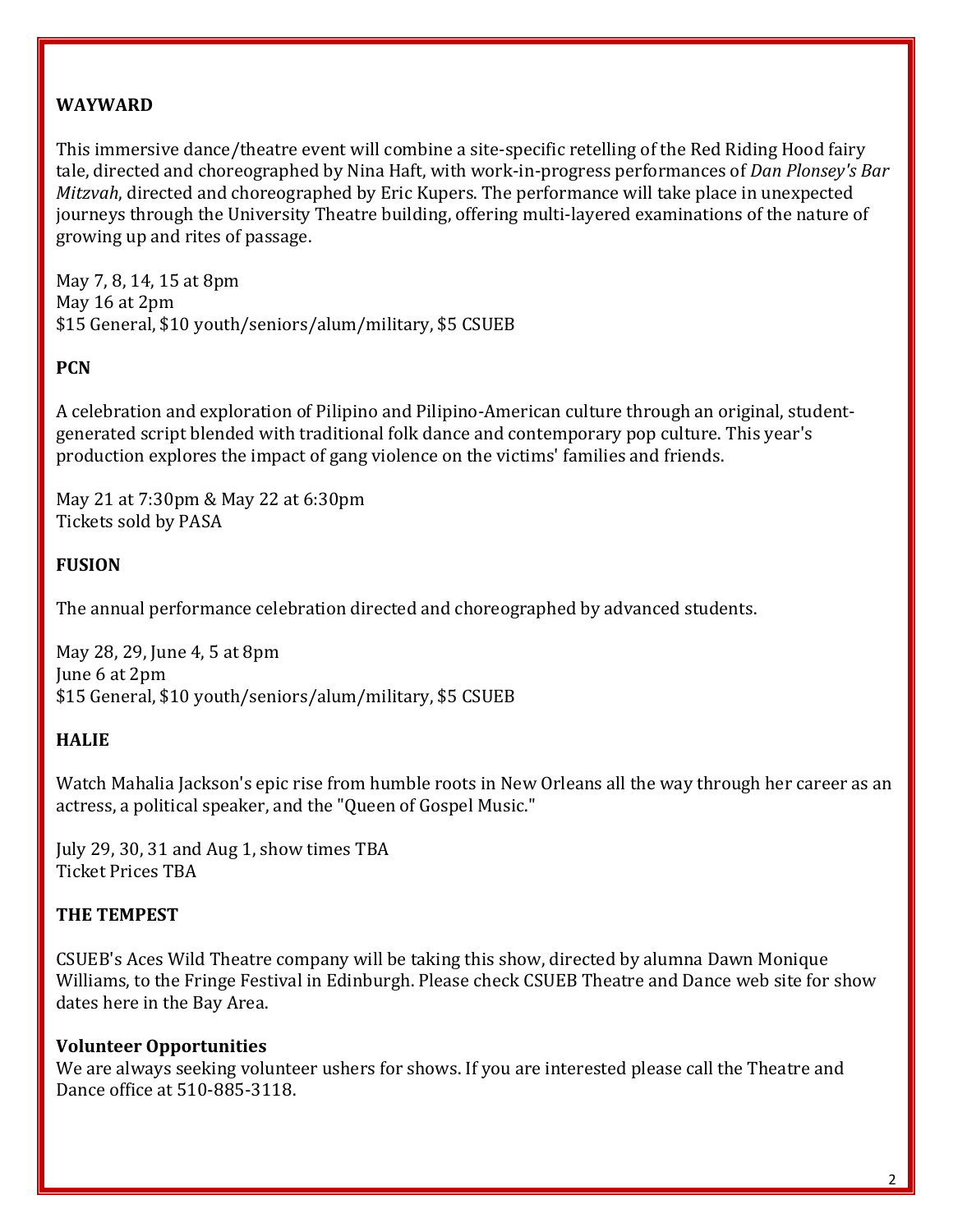**WAYWARD**

This immersive dance/theatre event will combine a site-specific retelling of the Red Riding Hood fairy tale, directed and choreographed by Nina Haft, with work-in-progress performances of *Dan Plonsey's Bar Mitzvah*, directed and choreographed by Eric Kupers. The performance will take place in unexpected journeys through the University Theatre building, offering multi-layered examinations of the nature of growing up and rites of passage.

May 7, 8, 14, 15 at 8pm
May 16 at 2pm
$15 General, $10 youth/seniors/alum/military, $5 CSUEB

**PCN**

A celebration and exploration of Pilipino and Pilipino-American culture through an original, student-generated script blended with traditional folk dance and contemporary pop culture. This year's production explores the impact of gang violence on the victims' families and friends.

May 21 at 7:30pm & May 22 at 6:30pm
Tickets sold by PASA

**FUSION**

The annual performance celebration directed and choreographed by advanced students.

May 28, 29, June 4, 5 at 8pm
June 6 at 2pm
$15 General, $10 youth/seniors/alum/military, $5 CSUEB

**HALIE**

Watch Mahalia Jackson's epic rise from humble roots in New Orleans all the way through her career as an actress, a political speaker, and the "Queen of Gospel Music."

July 29, 30, 31 and Aug 1, show times TBA
Ticket Prices TBA

**THE TEMPEST**

CSUEB's Aces Wild Theatre company will be taking this show, directed by alumna Dawn Monique Williams, to the Fringe Festival in Edinburgh. Please check CSUEB Theatre and Dance web site for show dates here in the Bay Area.

**Volunteer Opportunities**

We are always seeking volunteer ushers for shows. If you are interested please call the Theatre and Dance office at 510-885-3118.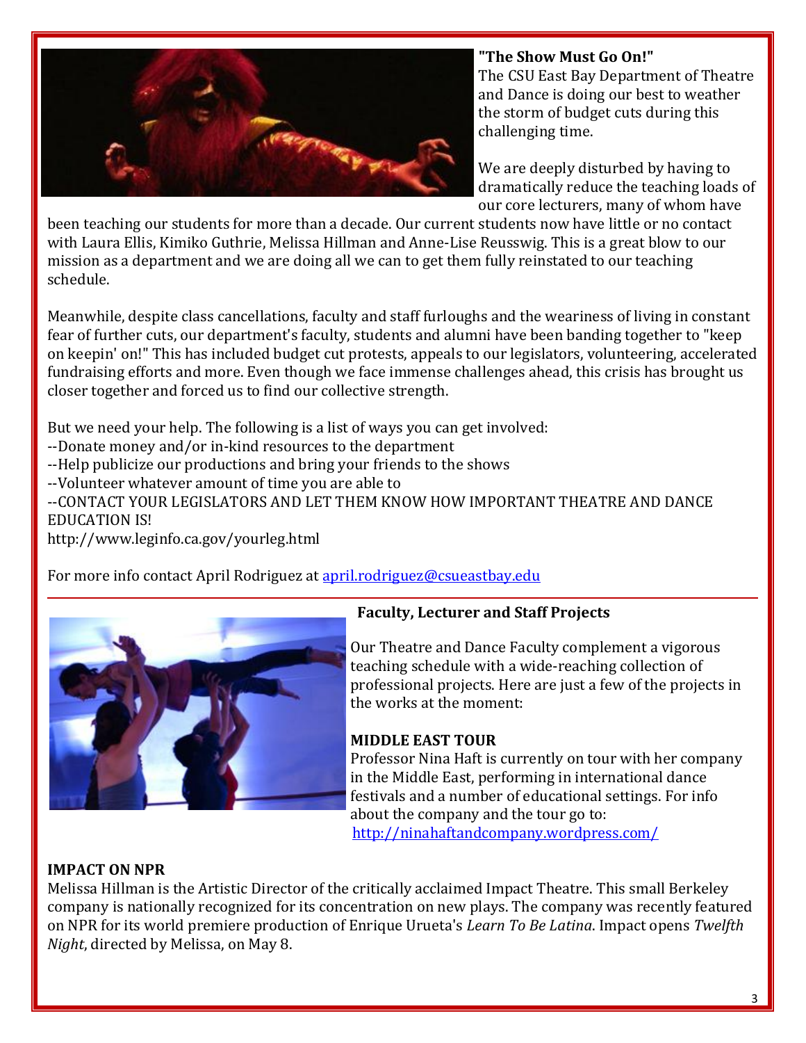**"The Show Must Go On!"**

The CSU East Bay Department of Theatre and Dance is doing our best to weather the storm of budget cuts during this challenging time.

We are deeply disturbed by having to dramatically reduce the teaching loads of our core lecturers, many of whom have been teaching our students for more than a decade. Our current students now have little or no contact with Laura Ellis, Kimiko Guthrie, Melissa Hillman and Anne-Lise Reusswig. This is a great blow to our mission as a department and we are doing all we can to get them fully reinstated to our teaching schedule.

Meanwhile, despite class cancellations, faculty and staff furloughs and the weariness of living in constant fear of further cuts, our department's faculty, students and alumni have been banding together to "keep on keepin' on!" This has included budget cut protests, appeals to our legislators, volunteering, accelerated fundraising efforts and more. Even though we face immense challenges ahead, this crisis has brought us closer together and forced us to find our collective strength.

But we need your help. The following is a list of ways you can get involved:
--Donate money and/or in-kind resources to the department
--Help publicize our productions and bring your friends to the shows
--Volunteer whatever amount of time you are able to
--CONTACT YOUR LEGISLATORS AND LET THEM KNOW HOW IMPORTANT THEATRE AND DANCE EDUCATION IS!
http://www.leginfo.ca.gov/yourleg.html

For more info contact April Rodriguez at april.rodriguez@csueastbay.edu

---

**Faculty, Lecturer and Staff Projects**

Our Theatre and Dance Faculty complement a vigorous teaching schedule with a wide-reaching collection of professional projects. Here are just a few of the projects in the works at the moment:

**MIDDLE EAST TOUR**
Professor Nina Haft is currently on tour with her company in the Middle East, performing in international dance festivals and a number of educational settings. For info about the company and the tour go to:
http://ninahaftandcompany.wordpress.com/

**IMPACT ON NPR**
Melissa Hillman is the Artistic Director of the critically acclaimed Impact Theatre. This small Berkeley company is nationally recognized for its concentration on new plays. The company was recently featured on NPR for its world premiere production of Enrique Urueta's *Learn To Be Latina*. Impact opens *Twelfth Night*, directed by Melissa, on May 8.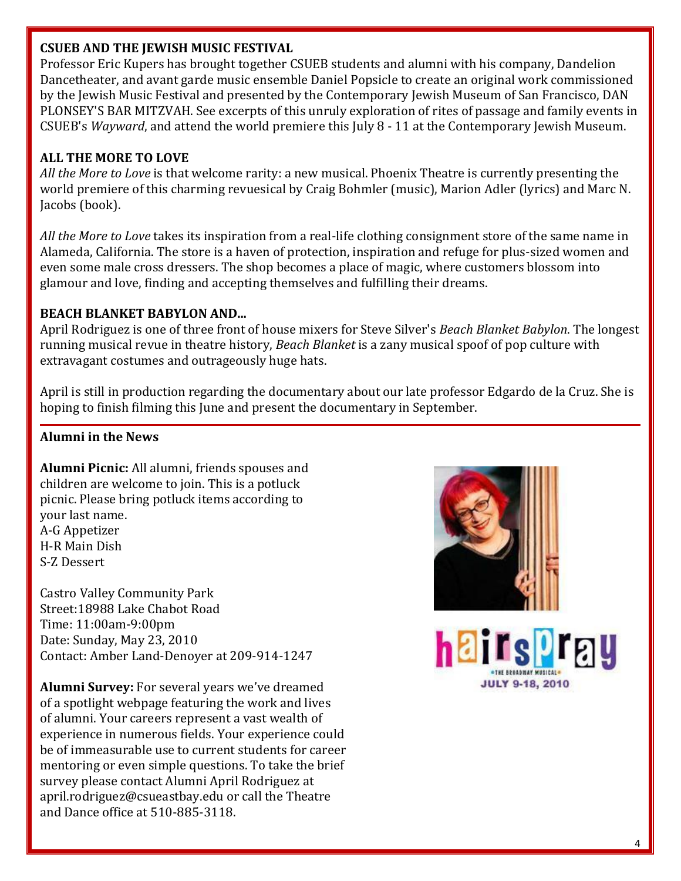## CSUEB AND THE JEWISH MUSIC FESTIVAL

Professor Eric Kupers has brought together CSUEB students and alumni with his company, Dandelion Dancetheater, and avant garde music ensemble Daniel Popsicle to create an original work commissioned by the Jewish Music Festival and presented by the Contemporary Jewish Museum of San Francisco, DAN PLONSEY'S BAR MITZVAH. See excerpts of this unruly exploration of rites of passage and family events in CSUEB's *Wayward*, and attend the world premiere this July 8 - 11 at the Contemporary Jewish Museum.

## ALL THE MORE TO LOVE

*All the More to Love* is that welcome rarity: a new musical. Phoenix Theatre is currently presenting the world premiere of this charming revuesical by Craig Bohmler (music), Marion Adler (lyrics) and Marc N. Jacobs (book).

*All the More to Love* takes its inspiration from a real-life clothing consignment store of the same name in Alameda, California. The store is a haven of protection, inspiration and refuge for plus-sized women and even some male cross dressers. The shop becomes a place of magic, where customers blossom into glamour and love, finding and accepting themselves and fulfilling their dreams.

## BEACH BLANKET BABYLON AND...

April Rodriguez is one of three front of house mixers for Steve Silver's *Beach Blanket Babylon*. The longest running musical revue in theatre history, *Beach Blanket* is a zany musical spoof of pop culture with extravagant costumes and outrageously huge hats.

April is still in production regarding the documentary about our late professor Edgardo de la Cruz. She is hoping to finish filming this June and present the documentary in September.

## Alumni in the News

**Alumni Picnic:** All alumni, friends spouses and children are welcome to join. This is a potluck picnic. Please bring potluck items according to your last name.
A-G Appetizer
H-R Main Dish
S-Z Dessert

Castro Valley Community Park
Street:18988 Lake Chabot Road
Time: 11:00am-9:00pm
Date: Sunday, May 23, 2010
Contact: Amber Land-Denoyer at 209-914-1247

**Alumni Survey:** For several years we've dreamed of a spotlight webpage featuring the work and lives of alumni. Your careers represent a vast wealth of experience in numerous fields. Your experience could be of immeasurable use to current students for career mentoring or even simple questions. To take the brief survey please contact Alumni April Rodriguez at april.rodriguez@csueastbay.edu or call the Theatre and Dance office at 510-885-3118.

hairspray
THE BROADWAY MUSICAL
JULY 9-18, 2010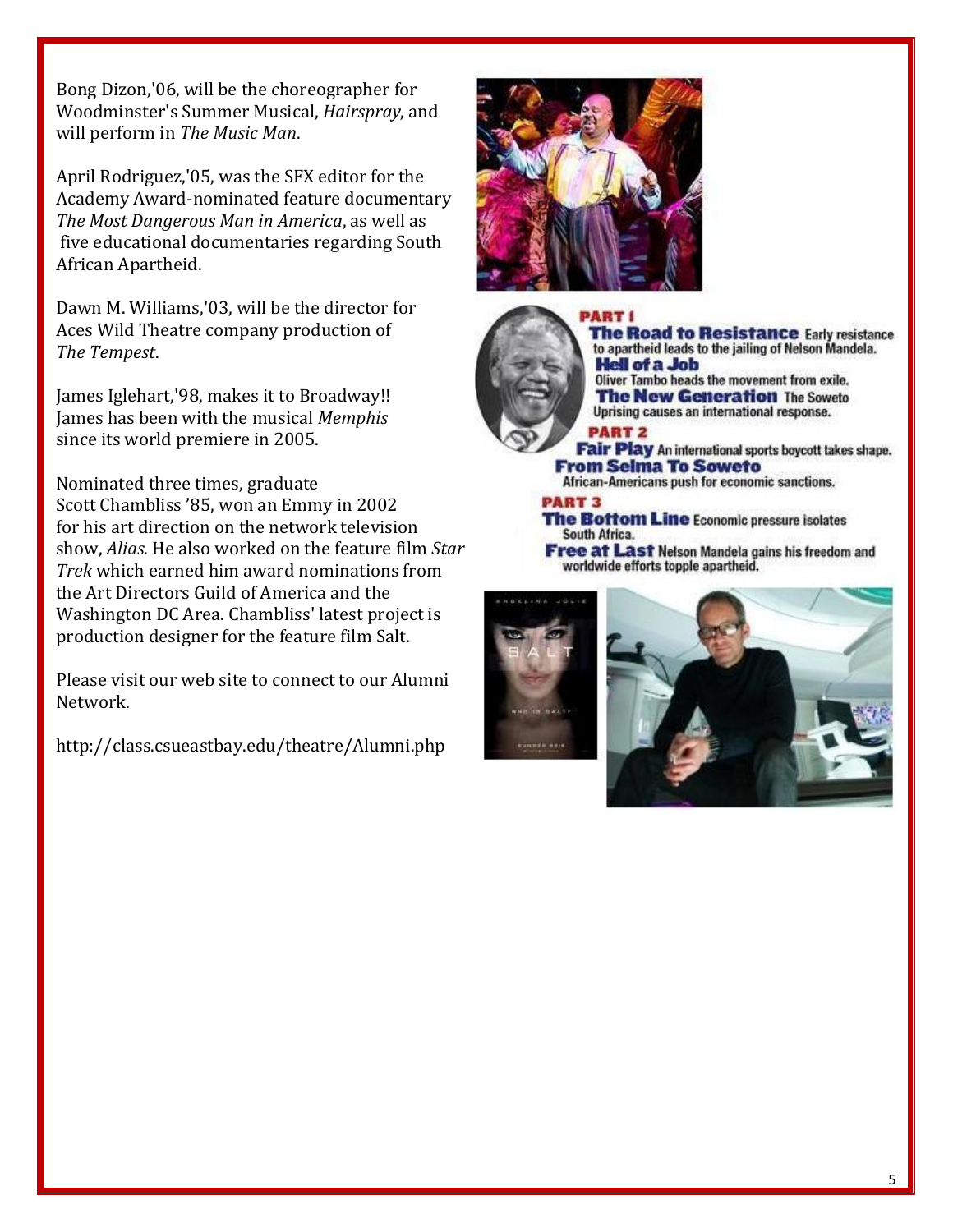Bong Dizon,'06, will be the choreographer for Woodminster's Summer Musical, *Hairspray*, and will perform in *The Music Man*.

April Rodriguez,'05, was the SFX editor for the Academy Award-nominated feature documentary *The Most Dangerous Man in America*, as well as five educational documentaries regarding South African Apartheid.

Dawn M. Williams,'03, will be the director for Aces Wild Theatre company production of *The Tempest*.

James Iglehart,'98, makes it to Broadway!! James has been with the musical *Memphis* since its world premiere in 2005.

Nominated three times, graduate Scott Chambliss '85, won an Emmy in 2002 for his art direction on the network television show, *Alias*. He also worked on the feature film *Star Trek* which earned him award nominations from the Art Directors Guild of America and the Washington DC Area. Chambliss' latest project is production designer for the feature film Salt.

Please visit our web site to connect to our Alumni Network.

http://class.csueastbay.edu/theatre/Alumni.php

**PART 1**

**The Road to Resistance** Early resistance to apartheid leads to the jailing of Nelson Mandela.

**Hell of a Job** Oliver Tambo heads the movement from exile.

**The New Generation** The Soweto Uprising causes an international response.

**PART 2**

**Fair Play** An international sports boycott takes shape.

**From Selma To Soweto** African-Americans push for economic sanctions.

**PART 3**

**The Bottom Line** Economic pressure isolates South Africa.

**Free at Last** Nelson Mandela gains his freedom and worldwide efforts topple apartheid.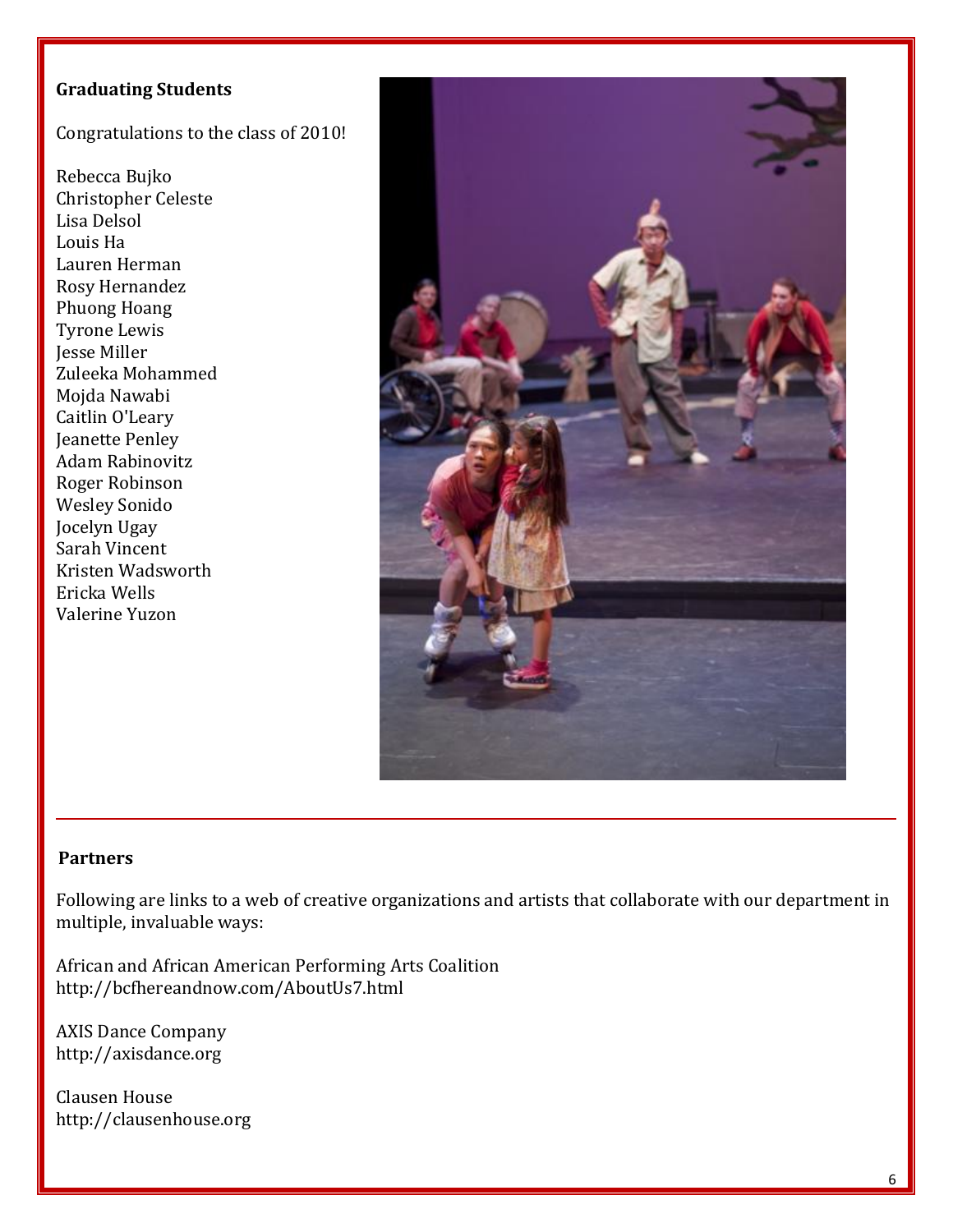**Graduating Students**

Congratulations to the class of 2010!

Rebecca Bujko
Christopher Celeste
Lisa Delsol
Louis Ha
Lauren Herman
Rosy Hernandez
Phuong Hoang
Tyrone Lewis
Jesse Miller
Zuleeka Mohammed
Mojda Nawabi
Caitlin O'Leary
Jeanette Penley
Adam Rabinovitz
Roger Robinson
Wesley Sonido
Jocelyn Ugay
Sarah Vincent
Kristen Wadsworth
Ericka Wells
Valerine Yuzon

---

**Partners**

Following are links to a web of creative organizations and artists that collaborate with our department in multiple, invaluable ways:

African and African American Performing Arts Coalition
http://bcfhereandnow.com/AboutUs7.html

AXIS Dance Company
http://axisdance.org

Clausen House
http://clausenhouse.org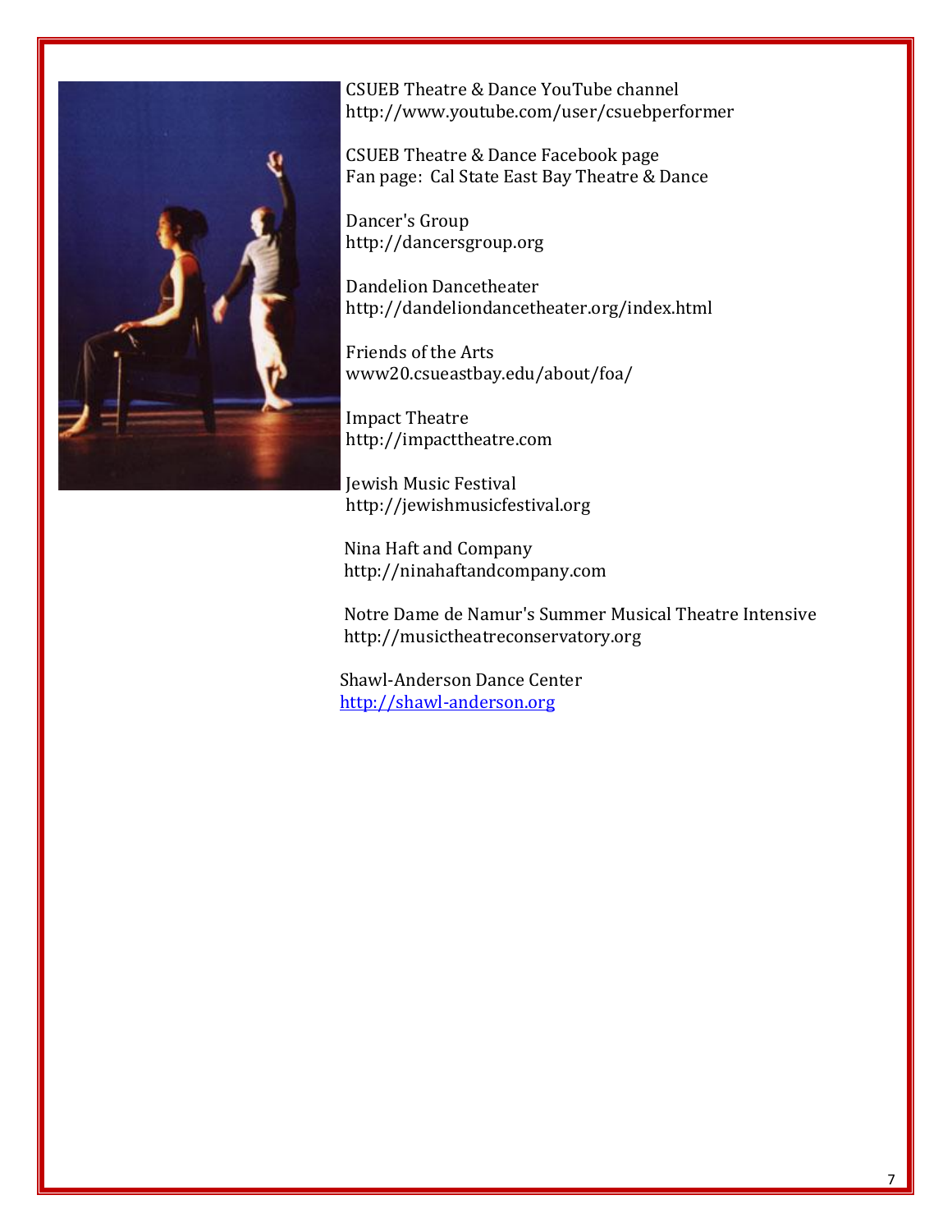CSUEB Theatre & Dance YouTube channel
http://www.youtube.com/user/csuebperformer

CSUEB Theatre & Dance Facebook page
Fan page: Cal State East Bay Theatre & Dance

Dancer's Group
http://dancersgroup.org

Dandelion Dancetheater
http://dandeliondancetheater.org/index.html

Friends of the Arts
www20.csueastbay.edu/about/foa/

Impact Theatre
http://impacttheatre.com

Jewish Music Festival
http://jewishmusicfestival.org

Nina Haft and Company
http://ninahaftandcompany.com

Notre Dame de Namur's Summer Musical Theatre Intensive
http://musictheatreconservatory.org

Shawl-Anderson Dance Center
http://shawl-anderson.org